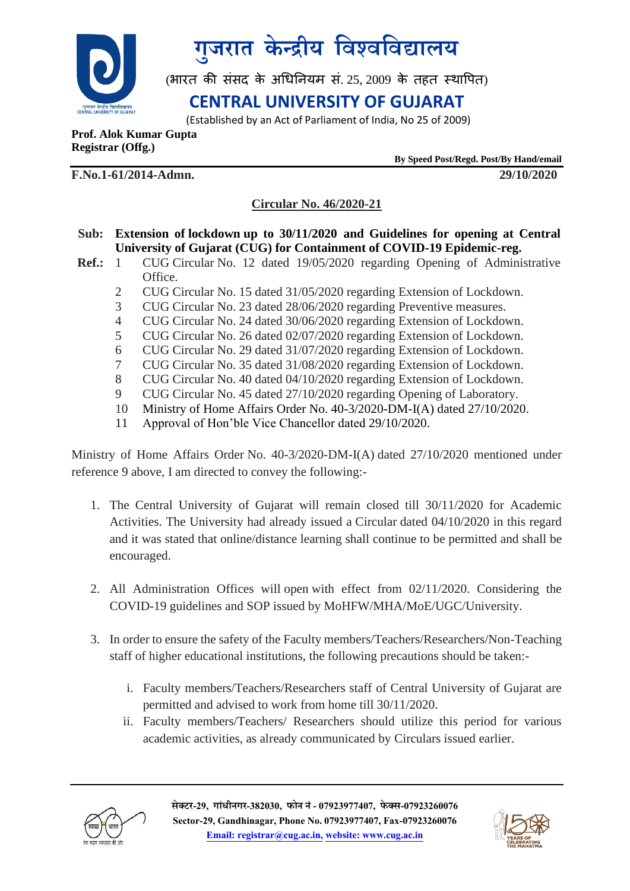# गुजरात केन्द्रीय विश्वविद्यालय

(भारत की संसद के अधिनियम सं. 25, 2009 के तहत स्थापित)

## CENTRAL UNIVERSITY OF GUJARAT

(Established by an Act of Parliament of India, No 25 of 2009)

**Prof. Alok Kumar Gupta**
**Registrar (Offg.)**

**By Speed Post/Regd. Post/By Hand/email**

**F.No.1-61/2014-Admn.** **29/10/2020**

**Circular No. 46/2020-21**

**Sub: Extension of lockdown up to 30/11/2020 and Guidelines for opening at Central University of Gujarat (CUG) for Containment of COVID-19 Epidemic-reg.**

**Ref.:**
1. CUG Circular No. 12 dated 19/05/2020 regarding Opening of Administrative Office.
2. CUG Circular No. 15 dated 31/05/2020 regarding Extension of Lockdown.
3. CUG Circular No. 23 dated 28/06/2020 regarding Preventive measures.
4. CUG Circular No. 24 dated 30/06/2020 regarding Extension of Lockdown.
5. CUG Circular No. 26 dated 02/07/2020 regarding Extension of Lockdown.
6. CUG Circular No. 29 dated 31/07/2020 regarding Extension of Lockdown.
7. CUG Circular No. 35 dated 31/08/2020 regarding Extension of Lockdown.
8. CUG Circular No. 40 dated 04/10/2020 regarding Extension of Lockdown.
9. CUG Circular No. 45 dated 27/10/2020 regarding Opening of Laboratory.
10. Ministry of Home Affairs Order No. 40-3/2020-DM-I(A) dated 27/10/2020.
11. Approval of Hon'ble Vice Chancellor dated 29/10/2020.

Ministry of Home Affairs Order No. 40-3/2020-DM-I(A) dated 27/10/2020 mentioned under reference 9 above, I am directed to convey the following:-

1. The Central University of Gujarat will remain closed till 30/11/2020 for Academic Activities. The University had already issued a Circular dated 04/10/2020 in this regard and it was stated that online/distance learning shall continue to be permitted and shall be encouraged.

2. All Administration Offices will open with effect from 02/11/2020. Considering the COVID-19 guidelines and SOP issued by MoHFW/MHA/MoE/UGC/University.

3. In order to ensure the safety of the Faculty members/Teachers/Researchers/Non-Teaching staff of higher educational institutions, the following precautions should be taken:-

   i. Faculty members/Teachers/Researchers staff of Central University of Gujarat are permitted and advised to work from home till 30/11/2020.

   ii. Faculty members/Teachers/ Researchers should utilize this period for various academic activities, as already communicated by Circulars issued earlier.

सेक्टर-29, गांधीनगर-382030, फोन नं - 07923977407, फेक्स-07923260076
Sector-29, Gandhinagar, Phone No. 07923977407, Fax-07923260076
Email: registrar@cug.ac.in, website: www.cug.ac.in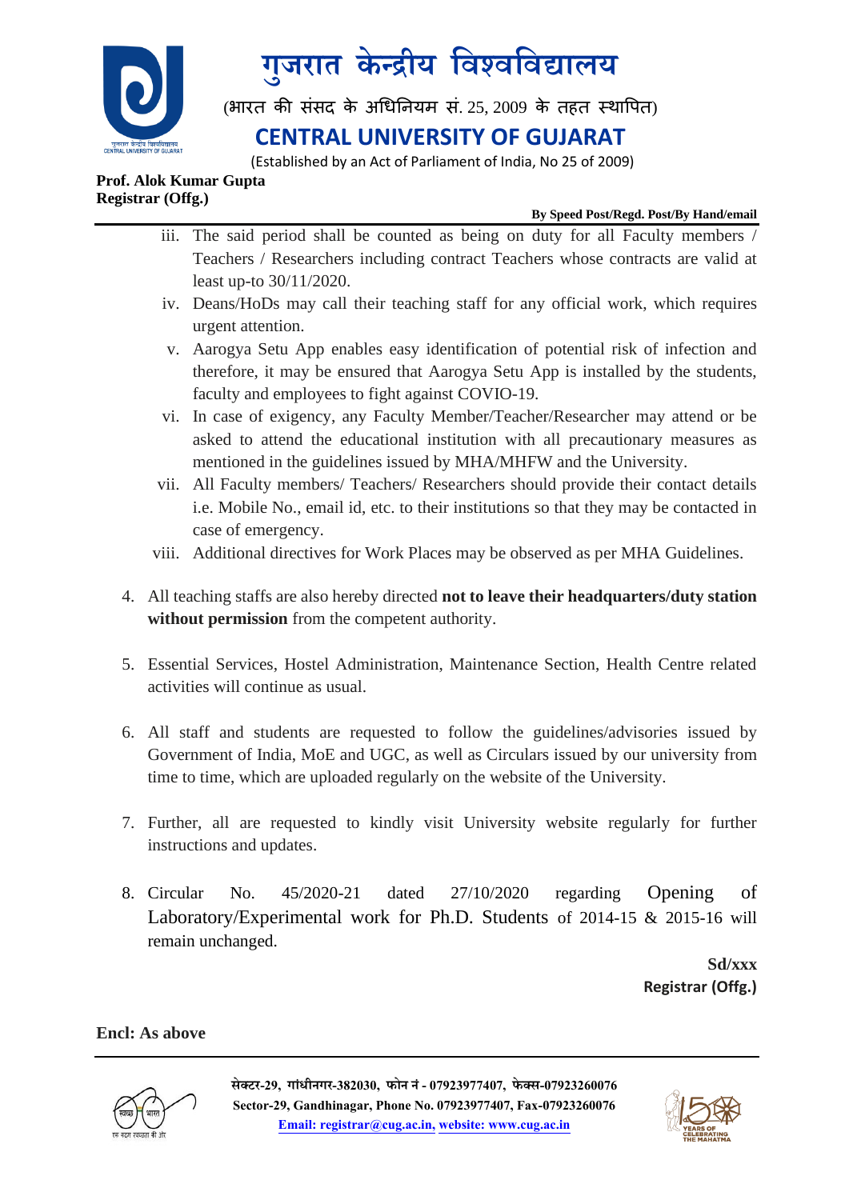# गुजरात केन्द्रीय विश्वविद्यालय

(भारत की संसद के अधिनियम सं. 25, 2009 के तहत स्थापित)

## CENTRAL UNIVERSITY OF GUJARAT

(Established by an Act of Parliament of India, No 25 of 2009)

**Prof. Alok Kumar Gupta**
**Registrar (Offg.)**

**By Speed Post/Regd. Post/By Hand/email**

iii. The said period shall be counted as being on duty for all Faculty members / Teachers / Researchers including contract Teachers whose contracts are valid at least up-to 30/11/2020.

iv. Deans/HoDs may call their teaching staff for any official work, which requires urgent attention.

v. Aarogya Setu App enables easy identification of potential risk of infection and therefore, it may be ensured that Aarogya Setu App is installed by the students, faculty and employees to fight against COVIO-19.

vi. In case of exigency, any Faculty Member/Teacher/Researcher may attend or be asked to attend the educational institution with all precautionary measures as mentioned in the guidelines issued by MHA/MHFW and the University.

vii. All Faculty members/ Teachers/ Researchers should provide their contact details i.e. Mobile No., email id, etc. to their institutions so that they may be contacted in case of emergency.

viii. Additional directives for Work Places may be observed as per MHA Guidelines.

4. All teaching staffs are also hereby directed **not to leave their headquarters/duty station without permission** from the competent authority.

5. Essential Services, Hostel Administration, Maintenance Section, Health Centre related activities will continue as usual.

6. All staff and students are requested to follow the guidelines/advisories issued by Government of India, MoE and UGC, as well as Circulars issued by our university from time to time, which are uploaded regularly on the website of the University.

7. Further, all are requested to kindly visit University website regularly for further instructions and updates.

8. Circular No. 45/2020-21 dated 27/10/2020 regarding Opening of Laboratory/Experimental work for Ph.D. Students of 2014-15 & 2015-16 will remain unchanged.

**Sd/xxx**
**Registrar (Offg.)**

**Encl: As above**

सेक्टर-29, गांधीनगर-382030, फोन नं - 07923977407, फेक्स-07923260076
Sector-29, Gandhinagar, Phone No. 07923977407, Fax-07923260076
Email: registrar@cug.ac.in, website: www.cug.ac.in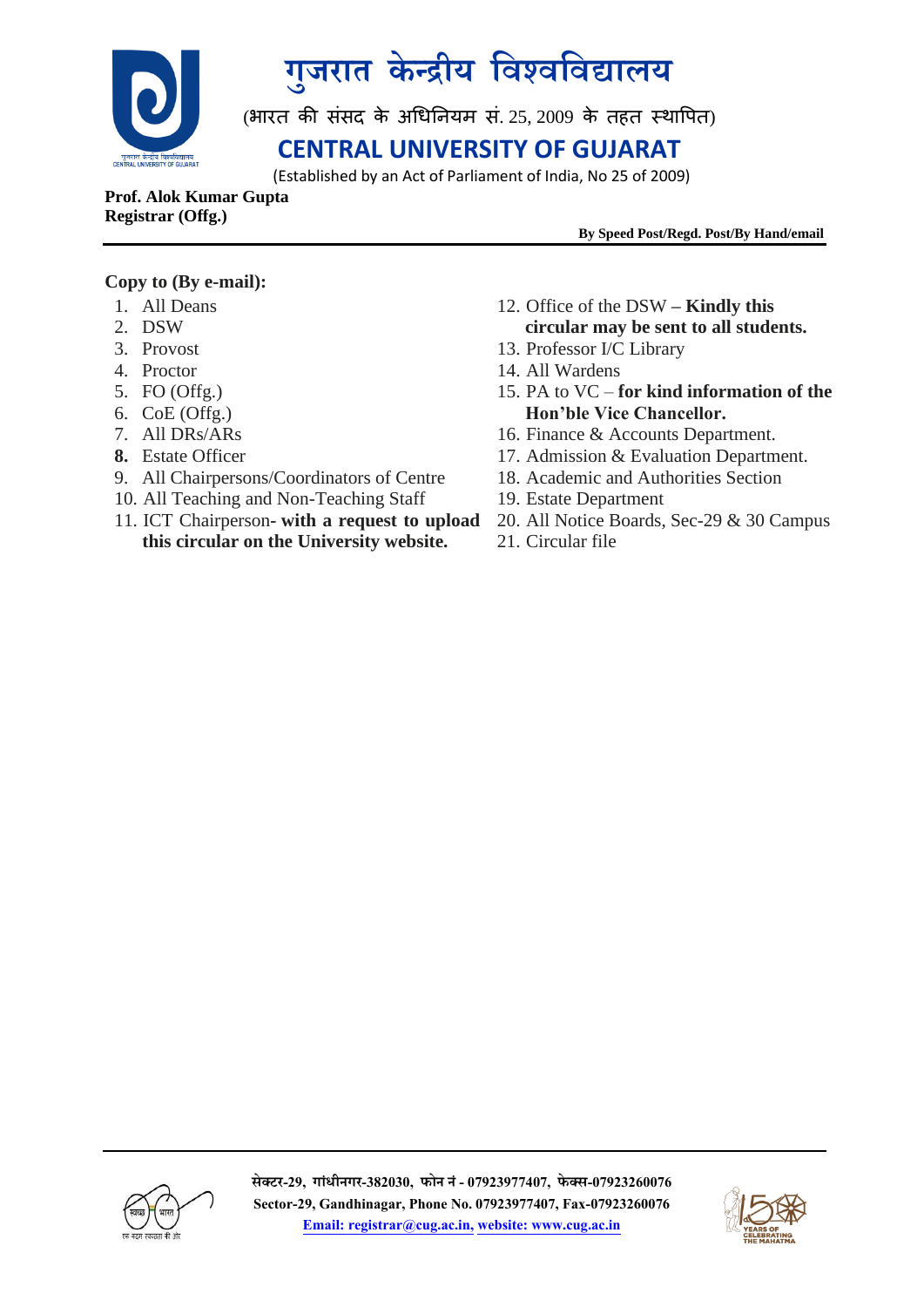# गुजरात केन्द्रीय विश्वविद्यालय

(भारत की संसद के अधिनियम सं. 25, 2009 के तहत स्थापित)

# CENTRAL UNIVERSITY OF GUJARAT

(Established by an Act of Parliament of India, No 25 of 2009)

**Prof. Alok Kumar Gupta**
**Registrar (Offg.)**

**By Speed Post/Regd. Post/By Hand/email**

**Copy to (By e-mail):**

1. All Deans
2. DSW
3. Provost
4. Proctor
5. FO (Offg.)
6. CoE (Offg.)
7. All DRs/ARs
8. Estate Officer
9. All Chairpersons/Coordinators of Centre
10. All Teaching and Non-Teaching Staff
11. ICT Chairperson- **with a request to upload this circular on the University website.**
12. Office of the DSW – **Kindly this circular may be sent to all students.**
13. Professor I/C Library
14. All Wardens
15. PA to VC – **for kind information of the Hon'ble Vice Chancellor.**
16. Finance & Accounts Department.
17. Admission & Evaluation Department.
18. Academic and Authorities Section
19. Estate Department
20. All Notice Boards, Sec-29 & 30 Campus
21. Circular file

**सेक्टर-29, गांधीनगर-382030, फोन नं - 07923977407, फेक्स-07923260076**
**Sector-29, Gandhinagar, Phone No. 07923977407, Fax-07923260076**
**Email: registrar@cug.ac.in, website: www.cug.ac.in**